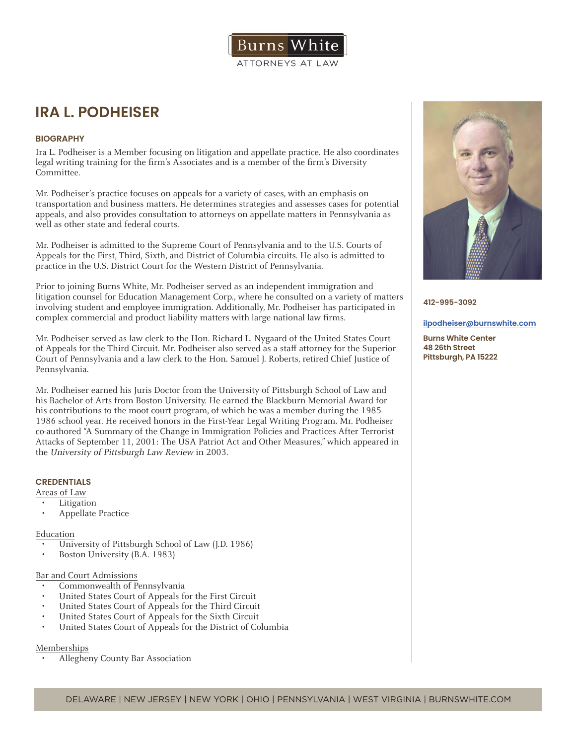Burns White

ATTORNEYS AT LAW

# IRA L. PODHEISER

412-995-3092

ilpodheiser@burnswhite.com

**Burns White Center**
**48 26th Street**
**Pittsburgh, PA 15222**

## BIOGRAPHY

Ira L. Podheiser is a Member focusing on litigation and appellate practice. He also coordinates legal writing training for the firm's Associates and is a member of the firm's Diversity Committee.

Mr. Podheiser's practice focuses on appeals for a variety of cases, with an emphasis on transportation and business matters. He determines strategies and assesses cases for potential appeals, and also provides consultation to attorneys on appellate matters in Pennsylvania as well as other state and federal courts.

Mr. Podheiser is admitted to the Supreme Court of Pennsylvania and to the U.S. Courts of Appeals for the First, Third, Sixth, and District of Columbia circuits. He also is admitted to practice in the U.S. District Court for the Western District of Pennsylvania.

Prior to joining Burns White, Mr. Podheiser served as an independent immigration and litigation counsel for Education Management Corp., where he consulted on a variety of matters involving student and employee immigration. Additionally, Mr. Podheiser has participated in complex commercial and product liability matters with large national law firms.

Mr. Podheiser served as law clerk to the Hon. Richard L. Nygaard of the United States Court of Appeals for the Third Circuit. Mr. Podheiser also served as a staff attorney for the Superior Court of Pennsylvania and a law clerk to the Hon. Samuel J. Roberts, retired Chief Justice of Pennsylvania.

Mr. Podheiser earned his Juris Doctor from the University of Pittsburgh School of Law and his Bachelor of Arts from Boston University. He earned the Blackburn Memorial Award for his contributions to the moot court program, of which he was a member during the 1985-1986 school year. He received honors in the First-Year Legal Writing Program. Mr. Podheiser co-authored "A Summary of the Change in Immigration Policies and Practices After Terrorist Attacks of September 11, 2001: The USA Patriot Act and Other Measures," which appeared in the *University of Pittsburgh Law Review* in 2003.

## CREDENTIALS

Areas of Law

- Litigation
- Appellate Practice

Education

- University of Pittsburgh School of Law (J.D. 1986)
- Boston University (B.A. 1983)

Bar and Court Admissions

- Commonwealth of Pennsylvania
- United States Court of Appeals for the First Circuit
- United States Court of Appeals for the Third Circuit
- United States Court of Appeals for the Sixth Circuit
- United States Court of Appeals for the District of Columbia

Memberships

- Allegheny County Bar Association

DELAWARE | NEW JERSEY | NEW YORK | OHIO | PENNSYLVANIA | WEST VIRGINIA | BURNSWHITE.COM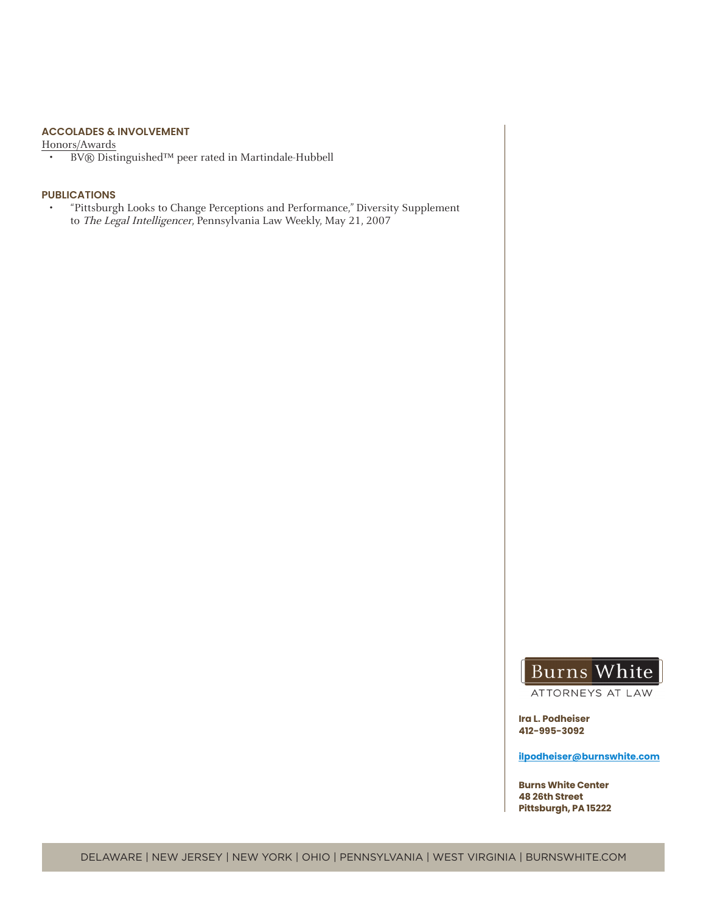## ACCOLADES & INVOLVEMENT

Honors/Awards

- BV® Distinguished™ peer rated in Martindale-Hubbell

## PUBLICATIONS

- "Pittsburgh Looks to Change Perceptions and Performance," Diversity Supplement to *The Legal Intelligencer*, Pennsylvania Law Weekly, May 21, 2007

Burns White
ATTORNEYS AT LAW

**Ira L. Podheiser**
**412-995-3092**

**ilpodheiser@burnswhite.com**

**Burns White Center**
**48 26th Street**
**Pittsburgh, PA 15222**

DELAWARE | NEW JERSEY | NEW YORK | OHIO | PENNSYLVANIA | WEST VIRGINIA | BURNSWHITE.COM